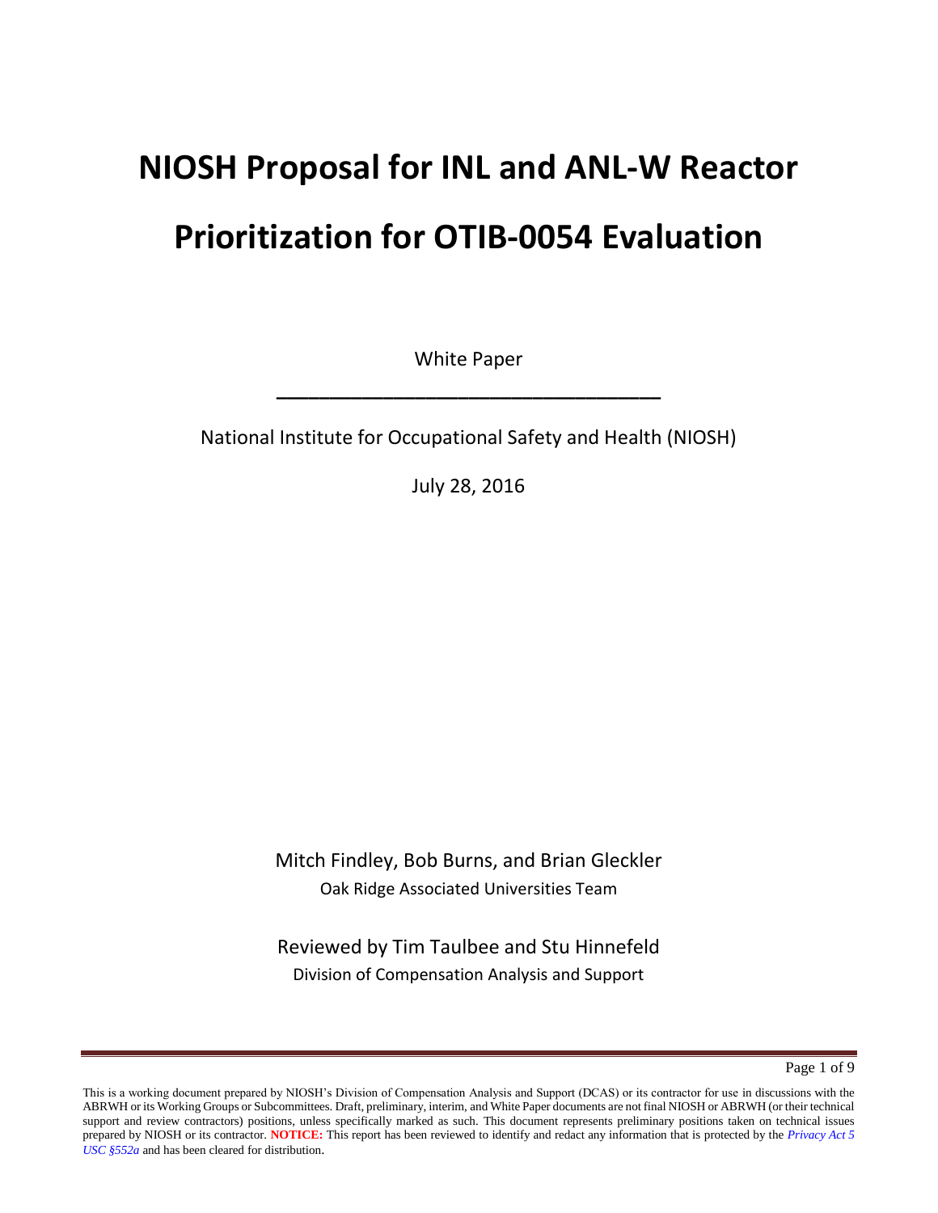# NIOSH Proposal for INL and ANL-W Reactor Prioritization for OTIB-0054 Evaluation

White Paper

---

National Institute for Occupational Safety and Health (NIOSH)

July 28, 2016

Mitch Findley, Bob Burns, and Brian Gleckler

Oak Ridge Associated Universities Team

Reviewed by Tim Taulbee and Stu Hinnefeld

Division of Compensation Analysis and Support

This is a working document prepared by NIOSH's Division of Compensation Analysis and Support (DCAS) or its contractor for use in discussions with the ABRWH or its Working Groups or Subcommittees. Draft, preliminary, interim, and White Paper documents are not final NIOSH or ABRWH (or their technical support and review contractors) positions, unless specifically marked as such. This document represents preliminary positions taken on technical issues prepared by NIOSH or its contractor. **NOTICE:** This report has been reviewed to identify and redact any information that is protected by the *Privacy Act 5 USC §552a* and has been cleared for distribution.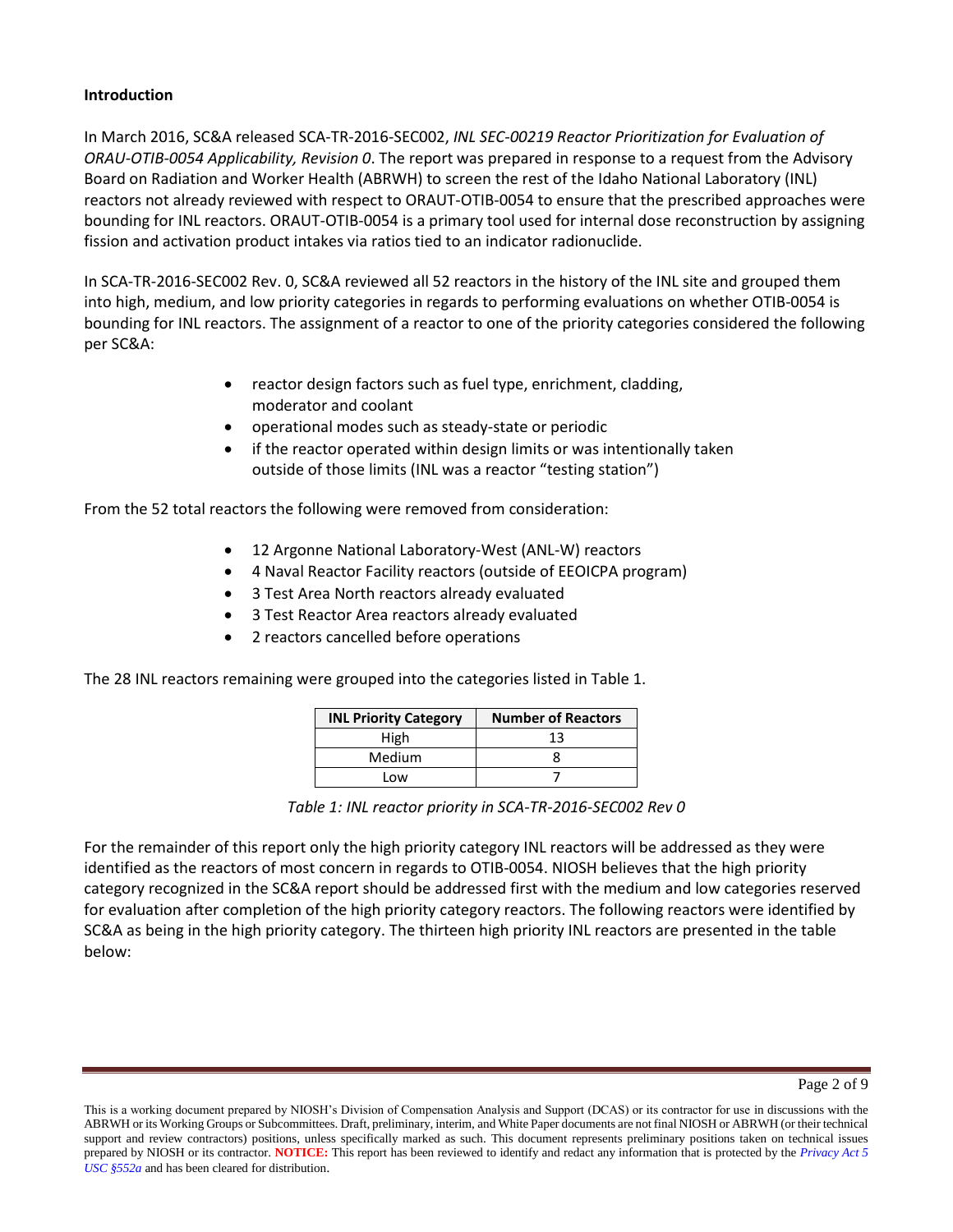**Introduction**

In March 2016, SC&A released SCA-TR-2016-SEC002, *INL SEC-00219 Reactor Prioritization for Evaluation of ORAU-OTIB-0054 Applicability, Revision 0*. The report was prepared in response to a request from the Advisory Board on Radiation and Worker Health (ABRWH) to screen the rest of the Idaho National Laboratory (INL) reactors not already reviewed with respect to ORAUT-OTIB-0054 to ensure that the prescribed approaches were bounding for INL reactors. ORAUT-OTIB-0054 is a primary tool used for internal dose reconstruction by assigning fission and activation product intakes via ratios tied to an indicator radionuclide.

In SCA-TR-2016-SEC002 Rev. 0, SC&A reviewed all 52 reactors in the history of the INL site and grouped them into high, medium, and low priority categories in regards to performing evaluations on whether OTIB-0054 is bounding for INL reactors. The assignment of a reactor to one of the priority categories considered the following per SC&A:

- reactor design factors such as fuel type, enrichment, cladding, moderator and coolant
- operational modes such as steady-state or periodic
- if the reactor operated within design limits or was intentionally taken outside of those limits (INL was a reactor "testing station")

From the 52 total reactors the following were removed from consideration:

- 12 Argonne National Laboratory-West (ANL-W) reactors
- 4 Naval Reactor Facility reactors (outside of EEOICPA program)
- 3 Test Area North reactors already evaluated
- 3 Test Reactor Area reactors already evaluated
- 2 reactors cancelled before operations

The 28 INL reactors remaining were grouped into the categories listed in Table 1.

| INL Priority Category | Number of Reactors |
|---|---|
| High | 13 |
| Medium | 8 |
| Low | 7 |

*Table 1: INL reactor priority in SCA-TR-2016-SEC002 Rev 0*

For the remainder of this report only the high priority category INL reactors will be addressed as they were identified as the reactors of most concern in regards to OTIB-0054. NIOSH believes that the high priority category recognized in the SC&A report should be addressed first with the medium and low categories reserved for evaluation after completion of the high priority category reactors. The following reactors were identified by SC&A as being in the high priority category. The thirteen high priority INL reactors are presented in the table below:

This is a working document prepared by NIOSH's Division of Compensation Analysis and Support (DCAS) or its contractor for use in discussions with the ABRWH or its Working Groups or Subcommittees. Draft, preliminary, interim, and White Paper documents are not final NIOSH or ABRWH (or their technical support and review contractors) positions, unless specifically marked as such. This document represents preliminary positions taken on technical issues prepared by NIOSH or its contractor. **NOTICE:** This report has been reviewed to identify and redact any information that is protected by the *Privacy Act 5 USC §552a* and has been cleared for distribution.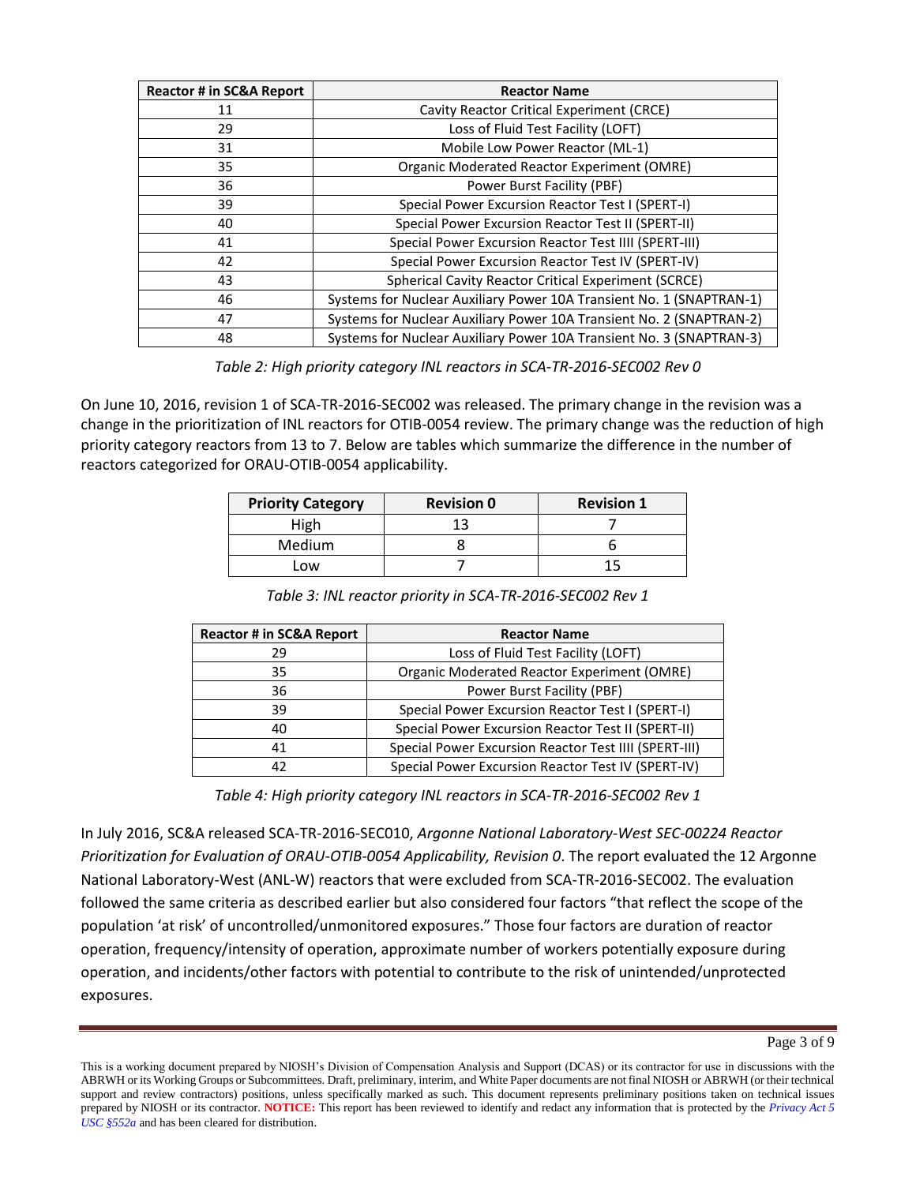| Reactor # in SC&A Report | Reactor Name |
|---|---|
| 11 | Cavity Reactor Critical Experiment (CRCE) |
| 29 | Loss of Fluid Test Facility (LOFT) |
| 31 | Mobile Low Power Reactor (ML-1) |
| 35 | Organic Moderated Reactor Experiment (OMRE) |
| 36 | Power Burst Facility (PBF) |
| 39 | Special Power Excursion Reactor Test I (SPERT-I) |
| 40 | Special Power Excursion Reactor Test II (SPERT-II) |
| 41 | Special Power Excursion Reactor Test IIII (SPERT-III) |
| 42 | Special Power Excursion Reactor Test IV (SPERT-IV) |
| 43 | Spherical Cavity Reactor Critical Experiment (SCRCE) |
| 46 | Systems for Nuclear Auxiliary Power 10A Transient No. 1 (SNAPTRAN-1) |
| 47 | Systems for Nuclear Auxiliary Power 10A Transient No. 2 (SNAPTRAN-2) |
| 48 | Systems for Nuclear Auxiliary Power 10A Transient No. 3 (SNAPTRAN-3) |

*Table 2: High priority category INL reactors in SCA-TR-2016-SEC002 Rev 0*

On June 10, 2016, revision 1 of SCA-TR-2016-SEC002 was released. The primary change in the revision was a change in the prioritization of INL reactors for OTIB-0054 review. The primary change was the reduction of high priority category reactors from 13 to 7. Below are tables which summarize the difference in the number of reactors categorized for ORAU-OTIB-0054 applicability.

| Priority Category | Revision 0 | Revision 1 |
|---|---|---|
| High | 13 | 7 |
| Medium | 8 | 6 |
| Low | 7 | 15 |

*Table 3: INL reactor priority in SCA-TR-2016-SEC002 Rev 1*

| Reactor # in SC&A Report | Reactor Name |
|---|---|
| 29 | Loss of Fluid Test Facility (LOFT) |
| 35 | Organic Moderated Reactor Experiment (OMRE) |
| 36 | Power Burst Facility (PBF) |
| 39 | Special Power Excursion Reactor Test I (SPERT-I) |
| 40 | Special Power Excursion Reactor Test II (SPERT-II) |
| 41 | Special Power Excursion Reactor Test IIII (SPERT-III) |
| 42 | Special Power Excursion Reactor Test IV (SPERT-IV) |

*Table 4: High priority category INL reactors in SCA-TR-2016-SEC002 Rev 1*

In July 2016, SC&A released SCA-TR-2016-SEC010, *Argonne National Laboratory-West SEC-00224 Reactor Prioritization for Evaluation of ORAU-OTIB-0054 Applicability, Revision 0*. The report evaluated the 12 Argonne National Laboratory-West (ANL-W) reactors that were excluded from SCA-TR-2016-SEC002. The evaluation followed the same criteria as described earlier but also considered four factors "that reflect the scope of the population 'at risk' of uncontrolled/unmonitored exposures." Those four factors are duration of reactor operation, frequency/intensity of operation, approximate number of workers potentially exposure during operation, and incidents/other factors with potential to contribute to the risk of unintended/unprotected exposures.

This is a working document prepared by NIOSH's Division of Compensation Analysis and Support (DCAS) or its contractor for use in discussions with the ABRWH or its Working Groups or Subcommittees. Draft, preliminary, interim, and White Paper documents are not final NIOSH or ABRWH (or their technical support and review contractors) positions, unless specifically marked as such. This document represents preliminary positions taken on technical issues prepared by NIOSH or its contractor. **NOTICE:** This report has been reviewed to identify and redact any information that is protected by the *Privacy Act 5 USC §552a* and has been cleared for distribution.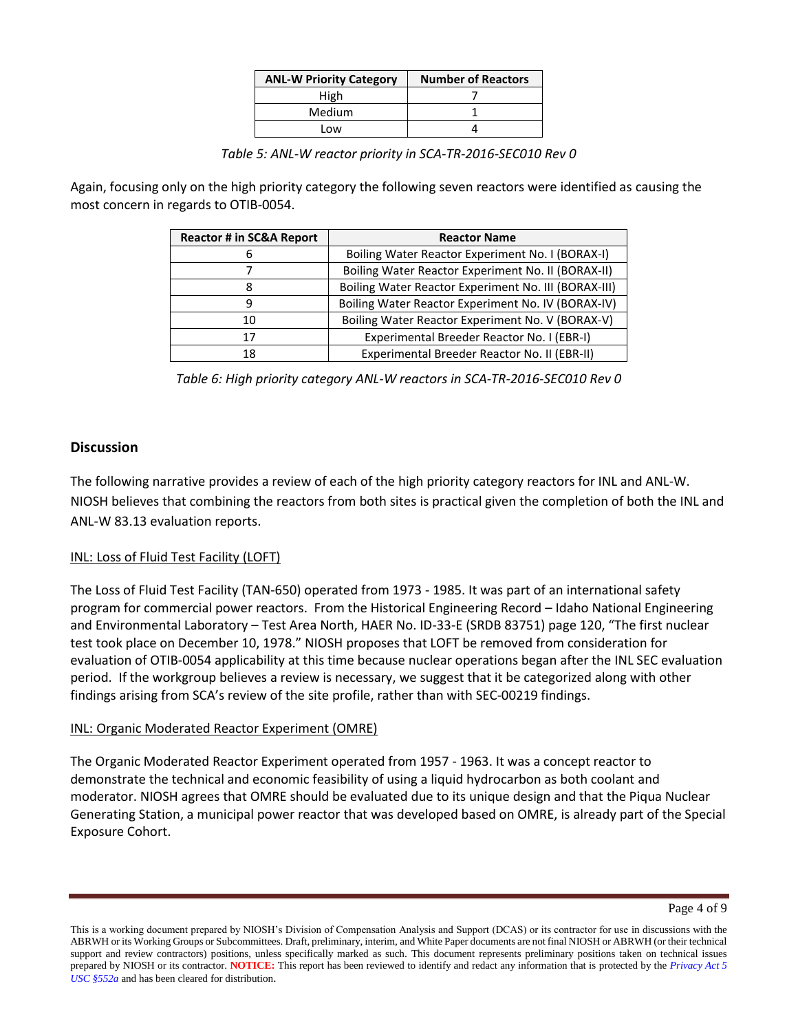| ANL-W Priority Category | Number of Reactors |
|---|---|
| High | 7 |
| Medium | 1 |
| Low | 4 |

*Table 5: ANL-W reactor priority in SCA-TR-2016-SEC010 Rev 0*

Again, focusing only on the high priority category the following seven reactors were identified as causing the most concern in regards to OTIB-0054.

| Reactor # in SC&A Report | Reactor Name |
|---|---|
| 6 | Boiling Water Reactor Experiment No. I (BORAX-I) |
| 7 | Boiling Water Reactor Experiment No. II (BORAX-II) |
| 8 | Boiling Water Reactor Experiment No. III (BORAX-III) |
| 9 | Boiling Water Reactor Experiment No. IV (BORAX-IV) |
| 10 | Boiling Water Reactor Experiment No. V (BORAX-V) |
| 17 | Experimental Breeder Reactor No. I (EBR-I) |
| 18 | Experimental Breeder Reactor No. II (EBR-II) |

*Table 6: High priority category ANL-W reactors in SCA-TR-2016-SEC010 Rev 0*

## Discussion

The following narrative provides a review of each of the high priority category reactors for INL and ANL-W. NIOSH believes that combining the reactors from both sites is practical given the completion of both the INL and ANL-W 83.13 evaluation reports.

### INL: Loss of Fluid Test Facility (LOFT)

The Loss of Fluid Test Facility (TAN-650) operated from 1973 - 1985. It was part of an international safety program for commercial power reactors. From the Historical Engineering Record – Idaho National Engineering and Environmental Laboratory – Test Area North, HAER No. ID-33-E (SRDB 83751) page 120, "The first nuclear test took place on December 10, 1978." NIOSH proposes that LOFT be removed from consideration for evaluation of OTIB-0054 applicability at this time because nuclear operations began after the INL SEC evaluation period. If the workgroup believes a review is necessary, we suggest that it be categorized along with other findings arising from SCA's review of the site profile, rather than with SEC-00219 findings.

### INL: Organic Moderated Reactor Experiment (OMRE)

The Organic Moderated Reactor Experiment operated from 1957 - 1963. It was a concept reactor to demonstrate the technical and economic feasibility of using a liquid hydrocarbon as both coolant and moderator. NIOSH agrees that OMRE should be evaluated due to its unique design and that the Piqua Nuclear Generating Station, a municipal power reactor that was developed based on OMRE, is already part of the Special Exposure Cohort.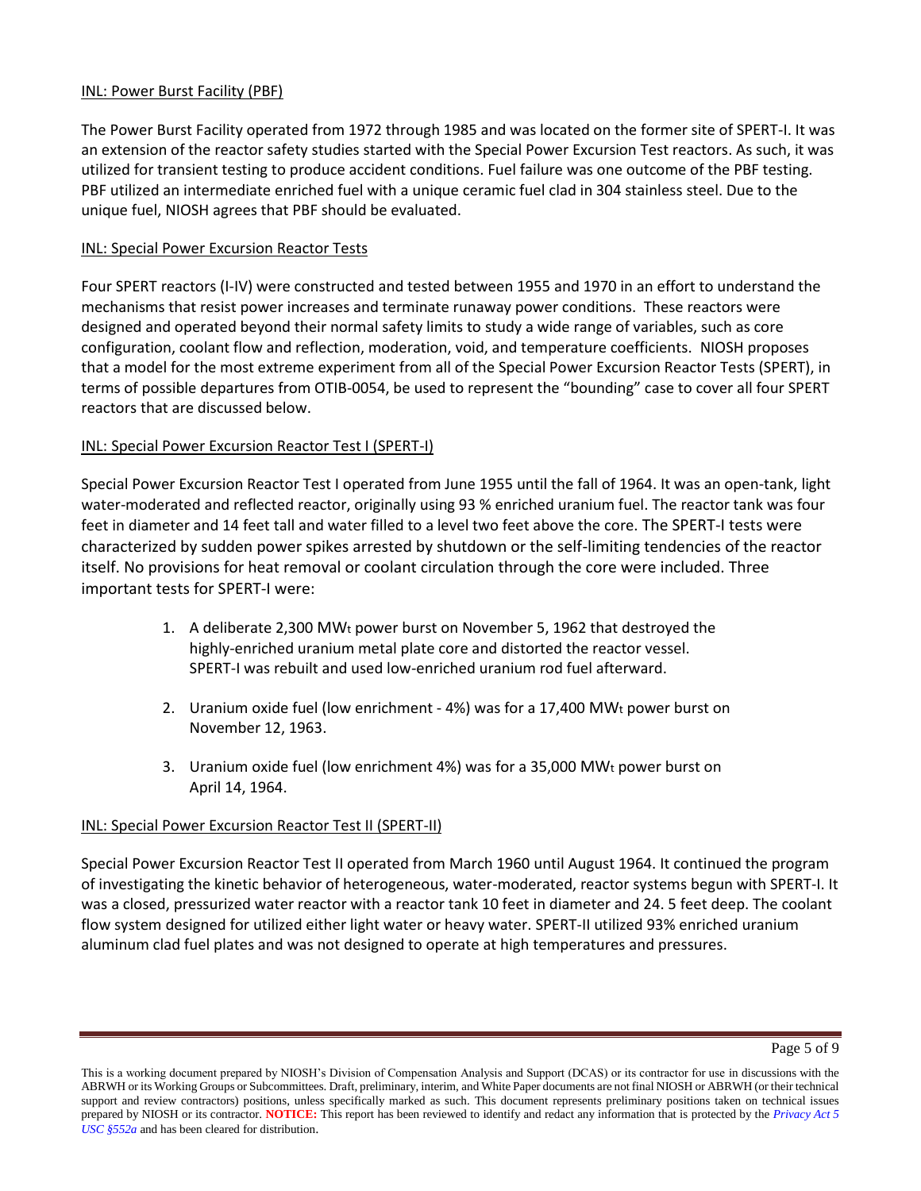INL: Power Burst Facility (PBF)

The Power Burst Facility operated from 1972 through 1985 and was located on the former site of SPERT-I. It was an extension of the reactor safety studies started with the Special Power Excursion Test reactors. As such, it was utilized for transient testing to produce accident conditions. Fuel failure was one outcome of the PBF testing. PBF utilized an intermediate enriched fuel with a unique ceramic fuel clad in 304 stainless steel. Due to the unique fuel, NIOSH agrees that PBF should be evaluated.

INL: Special Power Excursion Reactor Tests

Four SPERT reactors (I-IV) were constructed and tested between 1955 and 1970 in an effort to understand the mechanisms that resist power increases and terminate runaway power conditions. These reactors were designed and operated beyond their normal safety limits to study a wide range of variables, such as core configuration, coolant flow and reflection, moderation, void, and temperature coefficients. NIOSH proposes that a model for the most extreme experiment from all of the Special Power Excursion Reactor Tests (SPERT), in terms of possible departures from OTIB-0054, be used to represent the "bounding" case to cover all four SPERT reactors that are discussed below.

INL: Special Power Excursion Reactor Test I (SPERT-I)

Special Power Excursion Reactor Test I operated from June 1955 until the fall of 1964. It was an open-tank, light water-moderated and reflected reactor, originally using 93 % enriched uranium fuel. The reactor tank was four feet in diameter and 14 feet tall and water filled to a level two feet above the core. The SPERT-I tests were characterized by sudden power spikes arrested by shutdown or the self-limiting tendencies of the reactor itself. No provisions for heat removal or coolant circulation through the core were included. Three important tests for SPERT-I were:

1. A deliberate 2,300 $MW_t$ power burst on November 5, 1962 that destroyed the highly-enriched uranium metal plate core and distorted the reactor vessel. SPERT-I was rebuilt and used low-enriched uranium rod fuel afterward.

2. Uranium oxide fuel (low enrichment - 4%) was for a 17,400 $MW_t$ power burst on November 12, 1963.

3. Uranium oxide fuel (low enrichment 4%) was for a 35,000 $MW_t$ power burst on April 14, 1964.

INL: Special Power Excursion Reactor Test II (SPERT-II)

Special Power Excursion Reactor Test II operated from March 1960 until August 1964. It continued the program of investigating the kinetic behavior of heterogeneous, water-moderated, reactor systems begun with SPERT-I. It was a closed, pressurized water reactor with a reactor tank 10 feet in diameter and 24. 5 feet deep. The coolant flow system designed for utilized either light water or heavy water. SPERT-II utilized 93% enriched uranium aluminum clad fuel plates and was not designed to operate at high temperatures and pressures.

This is a working document prepared by NIOSH's Division of Compensation Analysis and Support (DCAS) or its contractor for use in discussions with the ABRWH or its Working Groups or Subcommittees. Draft, preliminary, interim, and White Paper documents are not final NIOSH or ABRWH (or their technical support and review contractors) positions, unless specifically marked as such. This document represents preliminary positions taken on technical issues prepared by NIOSH or its contractor. **NOTICE:** This report has been reviewed to identify and redact any information that is protected by the *Privacy Act 5 USC §552a* and has been cleared for distribution.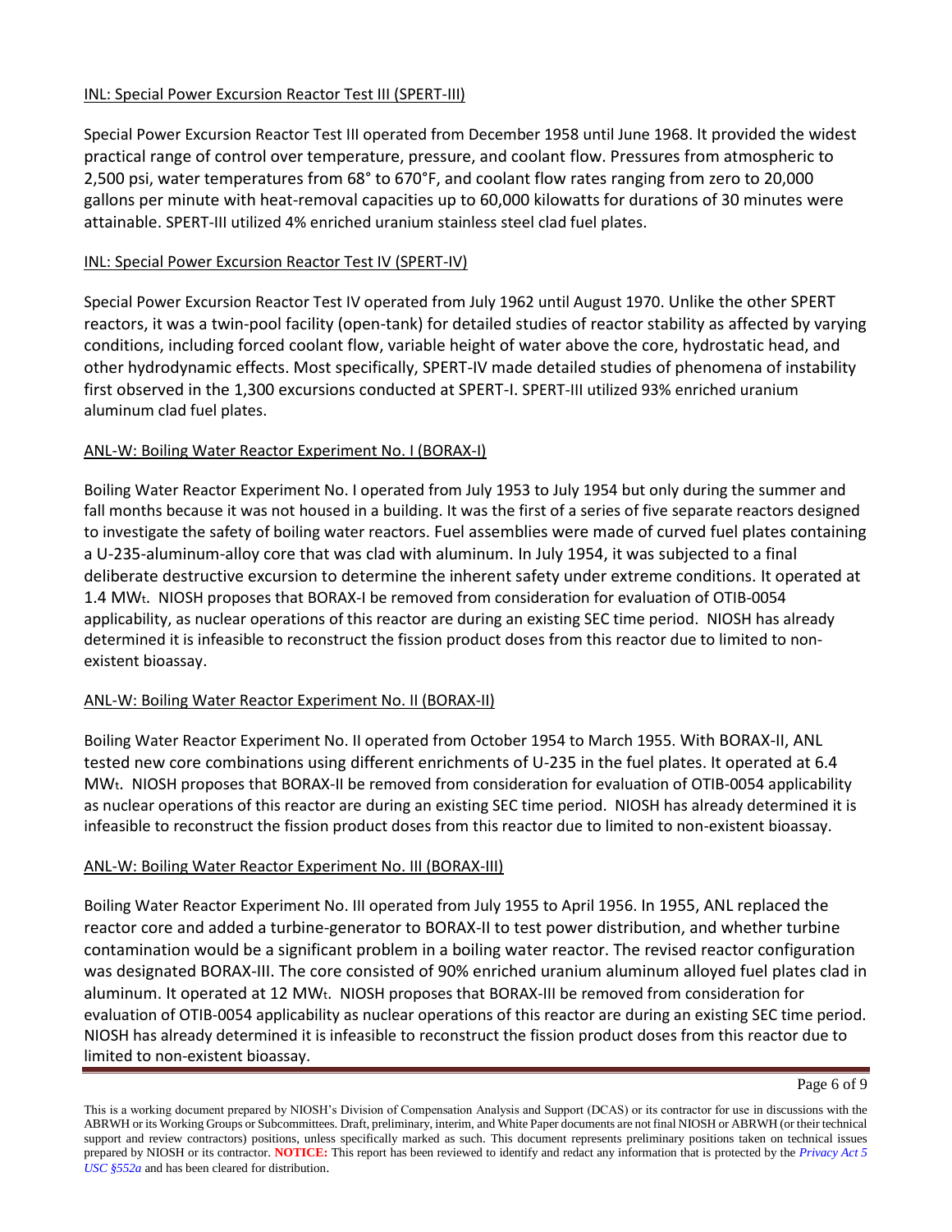INL: Special Power Excursion Reactor Test III (SPERT-III)

Special Power Excursion Reactor Test III operated from December 1958 until June 1968. It provided the widest practical range of control over temperature, pressure, and coolant flow. Pressures from atmospheric to 2,500 psi, water temperatures from 68° to 670°F, and coolant flow rates ranging from zero to 20,000 gallons per minute with heat-removal capacities up to 60,000 kilowatts for durations of 30 minutes were attainable. SPERT-III utilized 4% enriched uranium stainless steel clad fuel plates.

INL: Special Power Excursion Reactor Test IV (SPERT-IV)

Special Power Excursion Reactor Test IV operated from July 1962 until August 1970. Unlike the other SPERT reactors, it was a twin-pool facility (open-tank) for detailed studies of reactor stability as affected by varying conditions, including forced coolant flow, variable height of water above the core, hydrostatic head, and other hydrodynamic effects. Most specifically, SPERT-IV made detailed studies of phenomena of instability first observed in the 1,300 excursions conducted at SPERT-I. SPERT-III utilized 93% enriched uranium aluminum clad fuel plates.

ANL-W: Boiling Water Reactor Experiment No. I (BORAX-I)

Boiling Water Reactor Experiment No. I operated from July 1953 to July 1954 but only during the summer and fall months because it was not housed in a building. It was the first of a series of five separate reactors designed to investigate the safety of boiling water reactors. Fuel assemblies were made of curved fuel plates containing a U-235-aluminum-alloy core that was clad with aluminum. In July 1954, it was subjected to a final deliberate destructive excursion to determine the inherent safety under extreme conditions. It operated at 1.4 $MW_t$. NIOSH proposes that BORAX-I be removed from consideration for evaluation of OTIB-0054 applicability, as nuclear operations of this reactor are during an existing SEC time period. NIOSH has already determined it is infeasible to reconstruct the fission product doses from this reactor due to limited to non-existent bioassay.

ANL-W: Boiling Water Reactor Experiment No. II (BORAX-II)

Boiling Water Reactor Experiment No. II operated from October 1954 to March 1955. With BORAX-II, ANL tested new core combinations using different enrichments of U-235 in the fuel plates. It operated at 6.4 $MW_t$. NIOSH proposes that BORAX-II be removed from consideration for evaluation of OTIB-0054 applicability as nuclear operations of this reactor are during an existing SEC time period. NIOSH has already determined it is infeasible to reconstruct the fission product doses from this reactor due to limited to non-existent bioassay.

ANL-W: Boiling Water Reactor Experiment No. III (BORAX-III)

Boiling Water Reactor Experiment No. III operated from July 1955 to April 1956. In 1955, ANL replaced the reactor core and added a turbine-generator to BORAX-II to test power distribution, and whether turbine contamination would be a significant problem in a boiling water reactor. The revised reactor configuration was designated BORAX-III. The core consisted of 90% enriched uranium aluminum alloyed fuel plates clad in aluminum. It operated at 12 $MW_t$. NIOSH proposes that BORAX-III be removed from consideration for evaluation of OTIB-0054 applicability as nuclear operations of this reactor are during an existing SEC time period. NIOSH has already determined it is infeasible to reconstruct the fission product doses from this reactor due to limited to non-existent bioassay.

This is a working document prepared by NIOSH's Division of Compensation Analysis and Support (DCAS) or its contractor for use in discussions with the ABRWH or its Working Groups or Subcommittees. Draft, preliminary, interim, and White Paper documents are not final NIOSH or ABRWH (or their technical support and review contractors) positions, unless specifically marked as such. This document represents preliminary positions taken on technical issues prepared by NIOSH or its contractor. **NOTICE:** This report has been reviewed to identify and redact any information that is protected by the *Privacy Act 5 USC §552a* and has been cleared for distribution.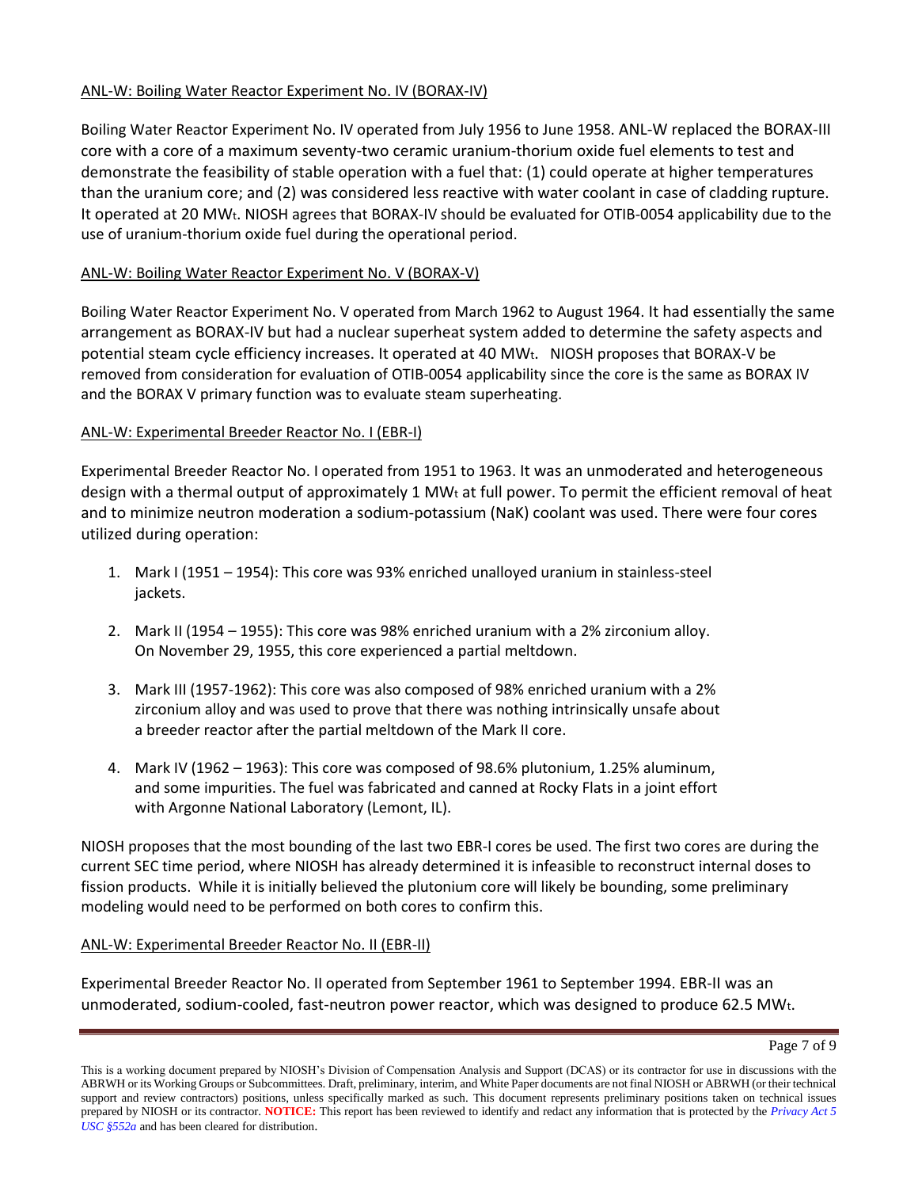ANL-W: Boiling Water Reactor Experiment No. IV (BORAX-IV)

Boiling Water Reactor Experiment No. IV operated from July 1956 to June 1958. ANL-W replaced the BORAX-III core with a core of a maximum seventy-two ceramic uranium-thorium oxide fuel elements to test and demonstrate the feasibility of stable operation with a fuel that: (1) could operate at higher temperatures than the uranium core; and (2) was considered less reactive with water coolant in case of cladding rupture. It operated at 20 $MW_t$. NIOSH agrees that BORAX-IV should be evaluated for OTIB-0054 applicability due to the use of uranium-thorium oxide fuel during the operational period.

ANL-W: Boiling Water Reactor Experiment No. V (BORAX-V)

Boiling Water Reactor Experiment No. V operated from March 1962 to August 1964. It had essentially the same arrangement as BORAX-IV but had a nuclear superheat system added to determine the safety aspects and potential steam cycle efficiency increases. It operated at 40 $MW_t$. NIOSH proposes that BORAX-V be removed from consideration for evaluation of OTIB-0054 applicability since the core is the same as BORAX IV and the BORAX V primary function was to evaluate steam superheating.

ANL-W: Experimental Breeder Reactor No. I (EBR-I)

Experimental Breeder Reactor No. I operated from 1951 to 1963. It was an unmoderated and heterogeneous design with a thermal output of approximately 1 $MW_t$ at full power. To permit the efficient removal of heat and to minimize neutron moderation a sodium-potassium (NaK) coolant was used. There were four cores utilized during operation:

1. Mark I (1951 – 1954): This core was 93% enriched unalloyed uranium in stainless-steel jackets.

2. Mark II (1954 – 1955): This core was 98% enriched uranium with a 2% zirconium alloy. On November 29, 1955, this core experienced a partial meltdown.

3. Mark III (1957-1962): This core was also composed of 98% enriched uranium with a 2% zirconium alloy and was used to prove that there was nothing intrinsically unsafe about a breeder reactor after the partial meltdown of the Mark II core.

4. Mark IV (1962 – 1963): This core was composed of 98.6% plutonium, 1.25% aluminum, and some impurities. The fuel was fabricated and canned at Rocky Flats in a joint effort with Argonne National Laboratory (Lemont, IL).

NIOSH proposes that the most bounding of the last two EBR-I cores be used. The first two cores are during the current SEC time period, where NIOSH has already determined it is infeasible to reconstruct internal doses to fission products. While it is initially believed the plutonium core will likely be bounding, some preliminary modeling would need to be performed on both cores to confirm this.

ANL-W: Experimental Breeder Reactor No. II (EBR-II)

Experimental Breeder Reactor No. II operated from September 1961 to September 1994. EBR-II was an unmoderated, sodium-cooled, fast-neutron power reactor, which was designed to produce 62.5 $MW_t$.

This is a working document prepared by NIOSH's Division of Compensation Analysis and Support (DCAS) or its contractor for use in discussions with the ABRWH or its Working Groups or Subcommittees. Draft, preliminary, interim, and White Paper documents are not final NIOSH or ABRWH (or their technical support and review contractors) positions, unless specifically marked as such. This document represents preliminary positions taken on technical issues prepared by NIOSH or its contractor. **NOTICE:** This report has been reviewed to identify and redact any information that is protected by the *Privacy Act 5 USC §552a* and has been cleared for distribution.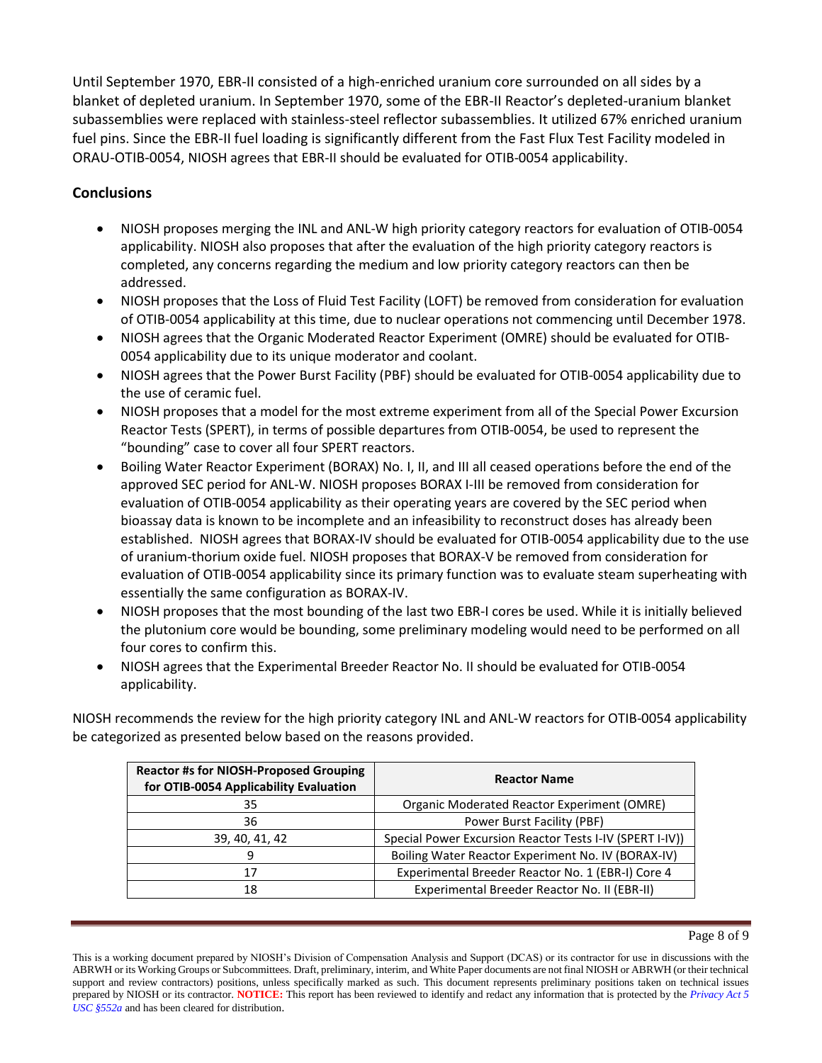Until September 1970, EBR-II consisted of a high-enriched uranium core surrounded on all sides by a blanket of depleted uranium. In September 1970, some of the EBR-II Reactor's depleted-uranium blanket subassemblies were replaced with stainless-steel reflector subassemblies. It utilized 67% enriched uranium fuel pins. Since the EBR-II fuel loading is significantly different from the Fast Flux Test Facility modeled in ORAU-OTIB-0054, NIOSH agrees that EBR-II should be evaluated for OTIB-0054 applicability.

## Conclusions

- NIOSH proposes merging the INL and ANL-W high priority category reactors for evaluation of OTIB-0054 applicability. NIOSH also proposes that after the evaluation of the high priority category reactors is completed, any concerns regarding the medium and low priority category reactors can then be addressed.
- NIOSH proposes that the Loss of Fluid Test Facility (LOFT) be removed from consideration for evaluation of OTIB-0054 applicability at this time, due to nuclear operations not commencing until December 1978.
- NIOSH agrees that the Organic Moderated Reactor Experiment (OMRE) should be evaluated for OTIB-0054 applicability due to its unique moderator and coolant.
- NIOSH agrees that the Power Burst Facility (PBF) should be evaluated for OTIB-0054 applicability due to the use of ceramic fuel.
- NIOSH proposes that a model for the most extreme experiment from all of the Special Power Excursion Reactor Tests (SPERT), in terms of possible departures from OTIB-0054, be used to represent the "bounding" case to cover all four SPERT reactors.
- Boiling Water Reactor Experiment (BORAX) No. I, II, and III all ceased operations before the end of the approved SEC period for ANL-W. NIOSH proposes BORAX I-III be removed from consideration for evaluation of OTIB-0054 applicability as their operating years are covered by the SEC period when bioassay data is known to be incomplete and an infeasibility to reconstruct doses has already been established. NIOSH agrees that BORAX-IV should be evaluated for OTIB-0054 applicability due to the use of uranium-thorium oxide fuel. NIOSH proposes that BORAX-V be removed from consideration for evaluation of OTIB-0054 applicability since its primary function was to evaluate steam superheating with essentially the same configuration as BORAX-IV.
- NIOSH proposes that the most bounding of the last two EBR-I cores be used. While it is initially believed the plutonium core would be bounding, some preliminary modeling would need to be performed on all four cores to confirm this.
- NIOSH agrees that the Experimental Breeder Reactor No. II should be evaluated for OTIB-0054 applicability.

NIOSH recommends the review for the high priority category INL and ANL-W reactors for OTIB-0054 applicability be categorized as presented below based on the reasons provided.

| Reactor #s for NIOSH-Proposed Grouping for OTIB-0054 Applicability Evaluation | Reactor Name |
|---|---|
| 35 | Organic Moderated Reactor Experiment (OMRE) |
| 36 | Power Burst Facility (PBF) |
| 39, 40, 41, 42 | Special Power Excursion Reactor Tests I-IV (SPERT I-IV)) |
| 9 | Boiling Water Reactor Experiment No. IV (BORAX-IV) |
| 17 | Experimental Breeder Reactor No. 1 (EBR-I) Core 4 |
| 18 | Experimental Breeder Reactor No. II (EBR-II) |

This is a working document prepared by NIOSH's Division of Compensation Analysis and Support (DCAS) or its contractor for use in discussions with the ABRWH or its Working Groups or Subcommittees. Draft, preliminary, interim, and White Paper documents are not final NIOSH or ABRWH (or their technical support and review contractors) positions, unless specifically marked as such. This document represents preliminary positions taken on technical issues prepared by NIOSH or its contractor. **NOTICE:** This report has been reviewed to identify and redact any information that is protected by the *Privacy Act 5 USC §552a* and has been cleared for distribution.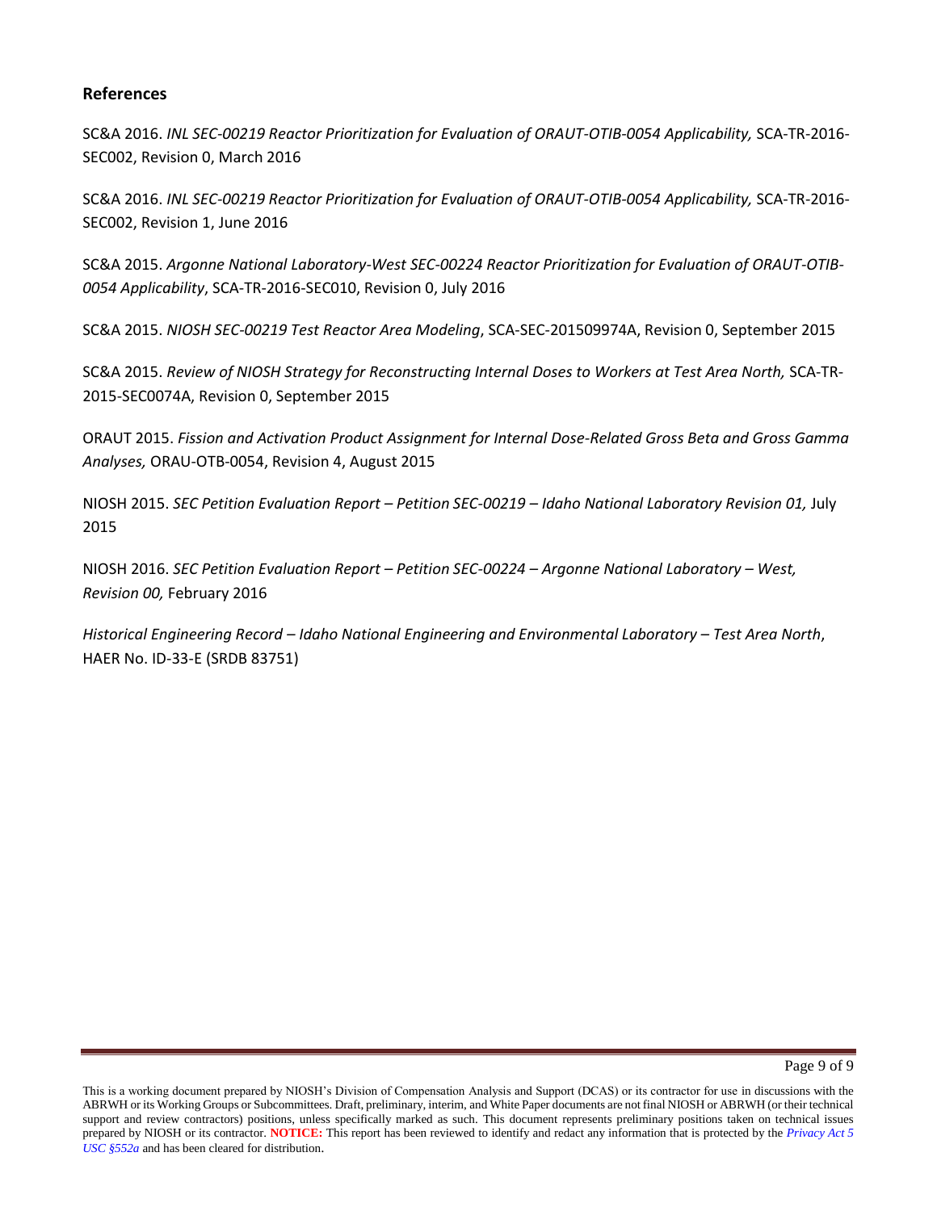## References

SC&A 2016. *INL SEC-00219 Reactor Prioritization for Evaluation of ORAUT-OTIB-0054 Applicability,* SCA-TR-2016-SEC002, Revision 0, March 2016

SC&A 2016. *INL SEC-00219 Reactor Prioritization for Evaluation of ORAUT-OTIB-0054 Applicability,* SCA-TR-2016-SEC002, Revision 1, June 2016

SC&A 2015. *Argonne National Laboratory-West SEC-00224 Reactor Prioritization for Evaluation of ORAUT-OTIB-0054 Applicability*, SCA-TR-2016-SEC010, Revision 0, July 2016

SC&A 2015. *NIOSH SEC-00219 Test Reactor Area Modeling*, SCA-SEC-201509974A, Revision 0, September 2015

SC&A 2015. *Review of NIOSH Strategy for Reconstructing Internal Doses to Workers at Test Area North,* SCA-TR-2015-SEC0074A, Revision 0, September 2015

ORAUT 2015. *Fission and Activation Product Assignment for Internal Dose-Related Gross Beta and Gross Gamma Analyses,* ORAU-OTB-0054, Revision 4, August 2015

NIOSH 2015. *SEC Petition Evaluation Report – Petition SEC-00219 – Idaho National Laboratory Revision 01,* July 2015

NIOSH 2016. *SEC Petition Evaluation Report – Petition SEC-00224 – Argonne National Laboratory – West, Revision 00,* February 2016

*Historical Engineering Record – Idaho National Engineering and Environmental Laboratory – Test Area North*, HAER No. ID-33-E (SRDB 83751)

This is a working document prepared by NIOSH's Division of Compensation Analysis and Support (DCAS) or its contractor for use in discussions with the ABRWH or its Working Groups or Subcommittees. Draft, preliminary, interim, and White Paper documents are not final NIOSH or ABRWH (or their technical support and review contractors) positions, unless specifically marked as such. This document represents preliminary positions taken on technical issues prepared by NIOSH or its contractor. **NOTICE:** This report has been reviewed to identify and redact any information that is protected by the *Privacy Act 5 USC §552a* and has been cleared for distribution.